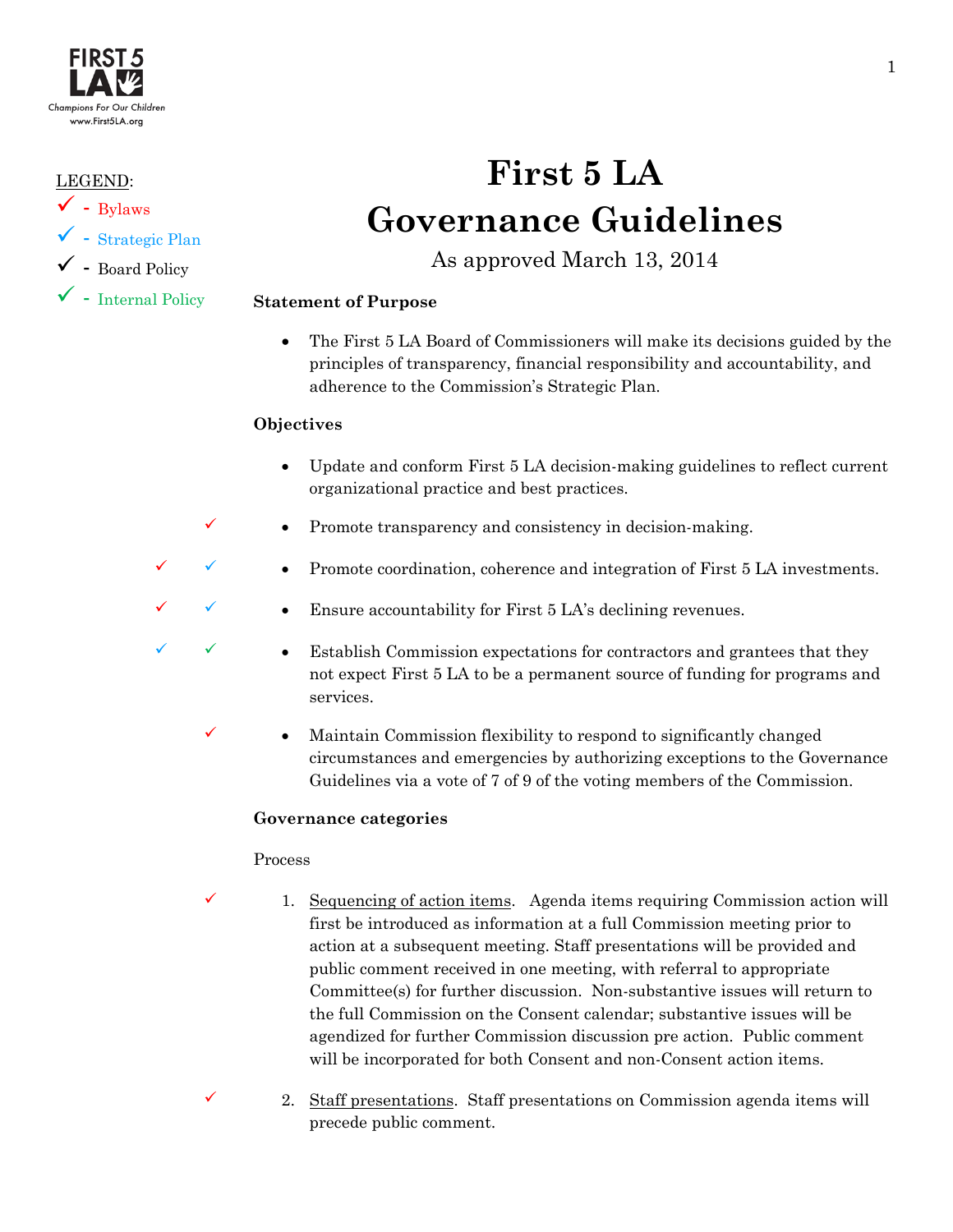LEGEND:

✓ - Bylaws

✓ - Strategic Plan

✓ - Board Policy

✓ - Internal Policy

# First 5 LA
# Governance Guidelines

As approved March 13, 2014

**Statement of Purpose**

- The First 5 LA Board of Commissioners will make its decisions guided by the principles of transparency, financial responsibility and accountability, and adherence to the Commission's Strategic Plan.

**Objectives**

- Update and conform First 5 LA decision-making guidelines to reflect current organizational practice and best practices.
- Promote transparency and consistency in decision-making.
- Promote coordination, coherence and integration of First 5 LA investments.
- Ensure accountability for First 5 LA's declining revenues.
- Establish Commission expectations for contractors and grantees that they not expect First 5 LA to be a permanent source of funding for programs and services.
- Maintain Commission flexibility to respond to significantly changed circumstances and emergencies by authorizing exceptions to the Governance Guidelines via a vote of 7 of 9 of the voting members of the Commission.

**Governance categories**

Process

1. Sequencing of action items. Agenda items requiring Commission action will first be introduced as information at a full Commission meeting prior to action at a subsequent meeting. Staff presentations will be provided and public comment received in one meeting, with referral to appropriate Committee(s) for further discussion. Non-substantive issues will return to the full Commission on the Consent calendar; substantive issues will be agendized for further Commission discussion pre action. Public comment will be incorporated for both Consent and non-Consent action items.
2. Staff presentations. Staff presentations on Commission agenda items will precede public comment.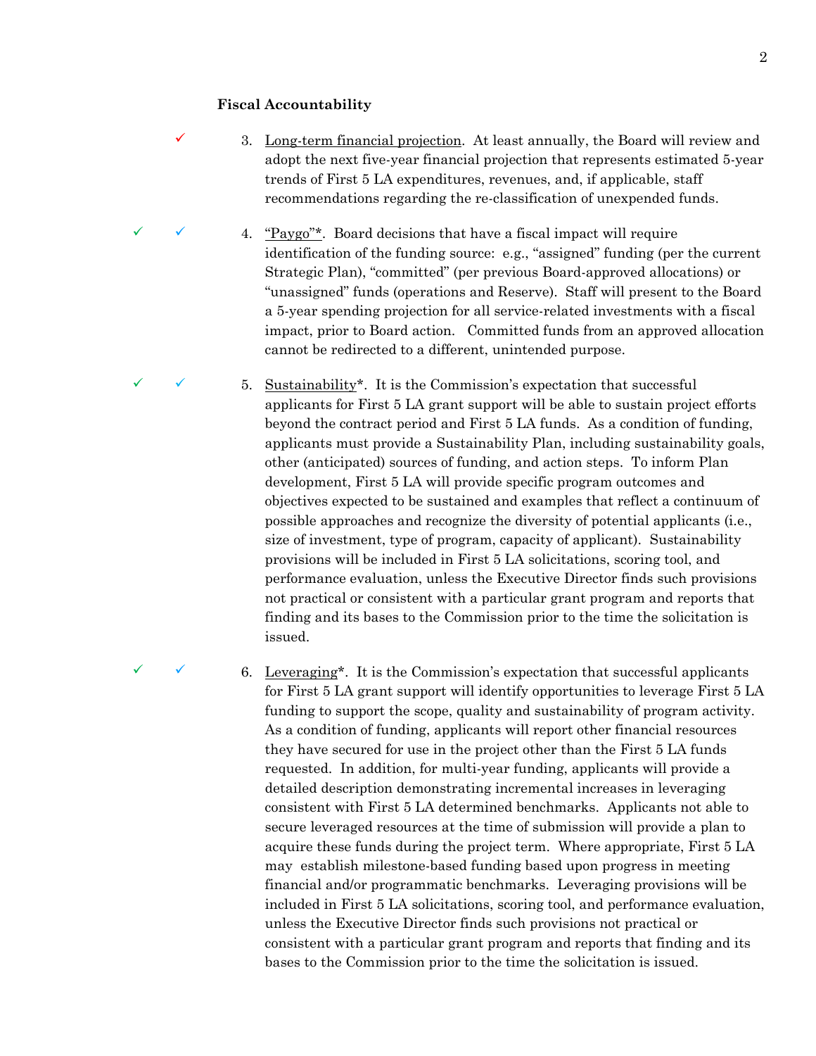**Fiscal Accountability**

✓ 3. <u>Long-term financial projection</u>. At least annually, the Board will review and adopt the next five-year financial projection that represents estimated 5-year trends of First 5 LA expenditures, revenues, and, if applicable, staff recommendations regarding the re-classification of unexpended funds.

✓ ✓ 4. <u>"Paygo"</u>*. Board decisions that have a fiscal impact will require identification of the funding source: e.g., "assigned" funding (per the current Strategic Plan), "committed" (per previous Board-approved allocations) or "unassigned" funds (operations and Reserve). Staff will present to the Board a 5-year spending projection for all service-related investments with a fiscal impact, prior to Board action. Committed funds from an approved allocation cannot be redirected to a different, unintended purpose.

✓ ✓ 5. <u>Sustainability</u>*. It is the Commission's expectation that successful applicants for First 5 LA grant support will be able to sustain project efforts beyond the contract period and First 5 LA funds. As a condition of funding, applicants must provide a Sustainability Plan, including sustainability goals, other (anticipated) sources of funding, and action steps. To inform Plan development, First 5 LA will provide specific program outcomes and objectives expected to be sustained and examples that reflect a continuum of possible approaches and recognize the diversity of potential applicants (i.e., size of investment, type of program, capacity of applicant). Sustainability provisions will be included in First 5 LA solicitations, scoring tool, and performance evaluation, unless the Executive Director finds such provisions not practical or consistent with a particular grant program and reports that finding and its bases to the Commission prior to the time the solicitation is issued.

✓ ✓ 6. <u>Leveraging</u>*. It is the Commission's expectation that successful applicants for First 5 LA grant support will identify opportunities to leverage First 5 LA funding to support the scope, quality and sustainability of program activity. As a condition of funding, applicants will report other financial resources they have secured for use in the project other than the First 5 LA funds requested. In addition, for multi-year funding, applicants will provide a detailed description demonstrating incremental increases in leveraging consistent with First 5 LA determined benchmarks. Applicants not able to secure leveraged resources at the time of submission will provide a plan to acquire these funds during the project term. Where appropriate, First 5 LA may establish milestone-based funding based upon progress in meeting financial and/or programmatic benchmarks. Leveraging provisions will be included in First 5 LA solicitations, scoring tool, and performance evaluation, unless the Executive Director finds such provisions not practical or consistent with a particular grant program and reports that finding and its bases to the Commission prior to the time the solicitation is issued.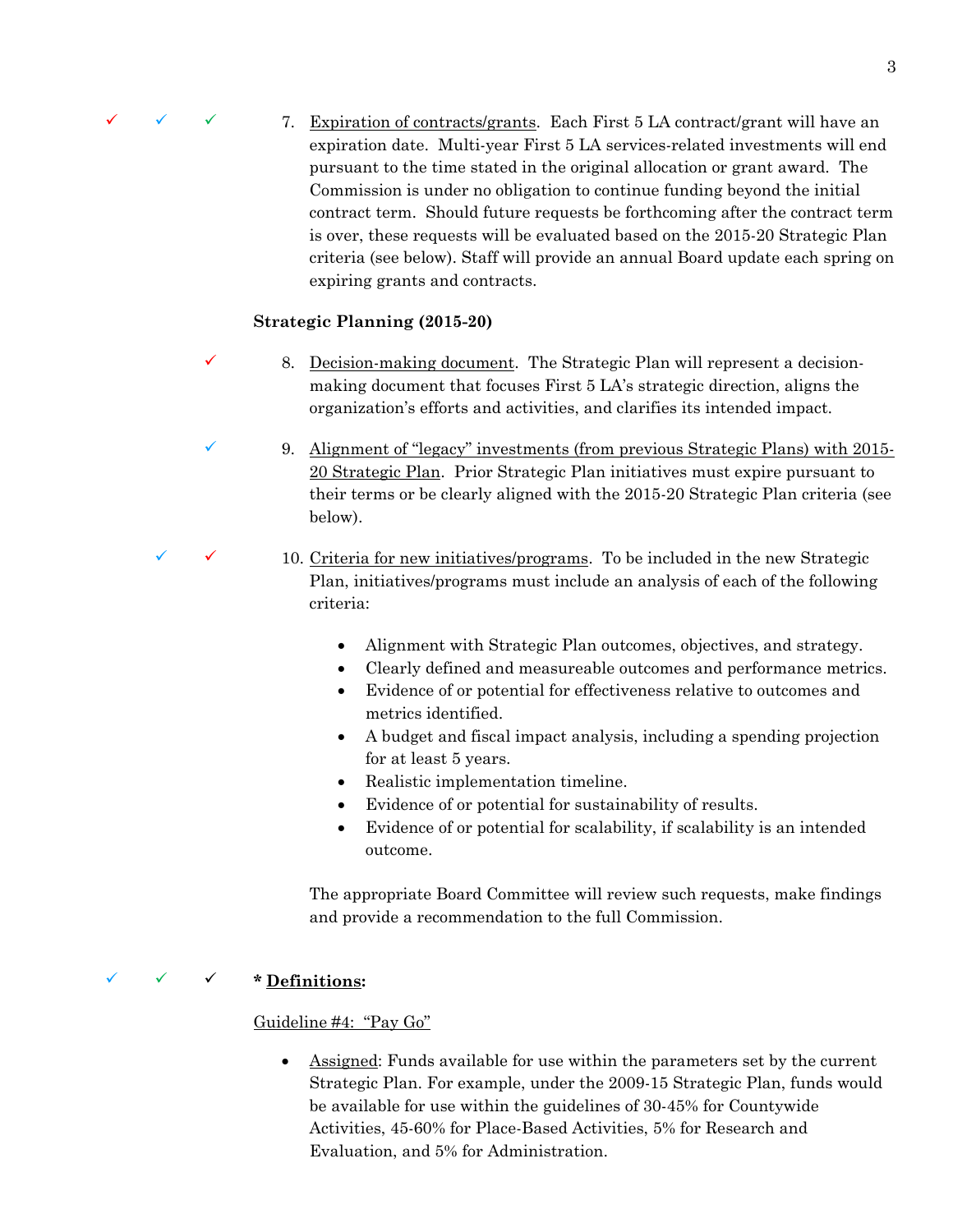✓ ✓ ✓ 7. Expiration of contracts/grants. Each First 5 LA contract/grant will have an expiration date. Multi-year First 5 LA services-related investments will end pursuant to the time stated in the original allocation or grant award. The Commission is under no obligation to continue funding beyond the initial contract term. Should future requests be forthcoming after the contract term is over, these requests will be evaluated based on the 2015-20 Strategic Plan criteria (see below). Staff will provide an annual Board update each spring on expiring grants and contracts.

**Strategic Planning (2015-20)**

✓ 8. Decision-making document. The Strategic Plan will represent a decision-making document that focuses First 5 LA's strategic direction, aligns the organization's efforts and activities, and clarifies its intended impact.

✓ 9. Alignment of "legacy" investments (from previous Strategic Plans) with 2015-20 Strategic Plan. Prior Strategic Plan initiatives must expire pursuant to their terms or be clearly aligned with the 2015-20 Strategic Plan criteria (see below).

✓ ✓ 10. Criteria for new initiatives/programs. To be included in the new Strategic Plan, initiatives/programs must include an analysis of each of the following criteria:

- Alignment with Strategic Plan outcomes, objectives, and strategy.
- Clearly defined and measureable outcomes and performance metrics.
- Evidence of or potential for effectiveness relative to outcomes and metrics identified.
- A budget and fiscal impact analysis, including a spending projection for at least 5 years.
- Realistic implementation timeline.
- Evidence of or potential for sustainability of results.
- Evidence of or potential for scalability, if scalability is an intended outcome.

The appropriate Board Committee will review such requests, make findings and provide a recommendation to the full Commission.

✓ ✓ ✓ **\* Definitions:**

Guideline #4: "Pay Go"

- Assigned: Funds available for use within the parameters set by the current Strategic Plan. For example, under the 2009-15 Strategic Plan, funds would be available for use within the guidelines of 30-45% for Countywide Activities, 45-60% for Place-Based Activities, 5% for Research and Evaluation, and 5% for Administration.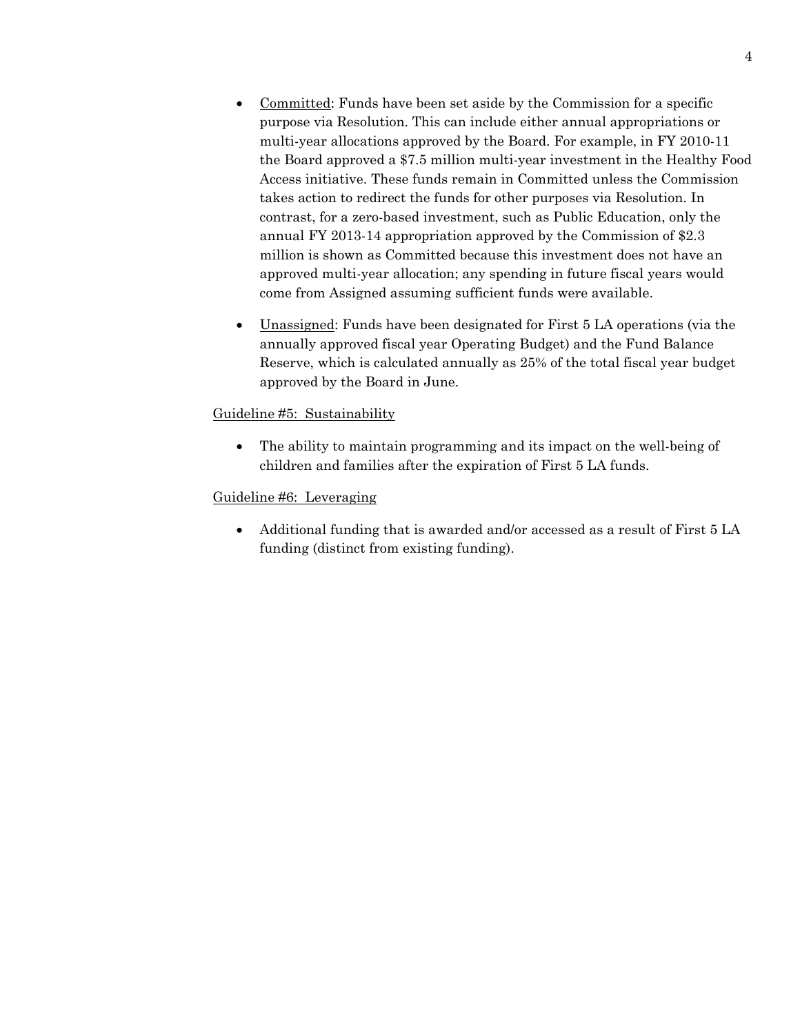- Committed: Funds have been set aside by the Commission for a specific purpose via Resolution. This can include either annual appropriations or multi-year allocations approved by the Board. For example, in FY 2010-11 the Board approved a $7.5 million multi-year investment in the Healthy Food Access initiative. These funds remain in Committed unless the Commission takes action to redirect the funds for other purposes via Resolution. In contrast, for a zero-based investment, such as Public Education, only the annual FY 2013-14 appropriation approved by the Commission of $2.3 million is shown as Committed because this investment does not have an approved multi-year allocation; any spending in future fiscal years would come from Assigned assuming sufficient funds were available.

- Unassigned: Funds have been designated for First 5 LA operations (via the annually approved fiscal year Operating Budget) and the Fund Balance Reserve, which is calculated annually as 25% of the total fiscal year budget approved by the Board in June.

Guideline #5: Sustainability

- The ability to maintain programming and its impact on the well-being of children and families after the expiration of First 5 LA funds.

Guideline #6: Leveraging

- Additional funding that is awarded and/or accessed as a result of First 5 LA funding (distinct from existing funding).